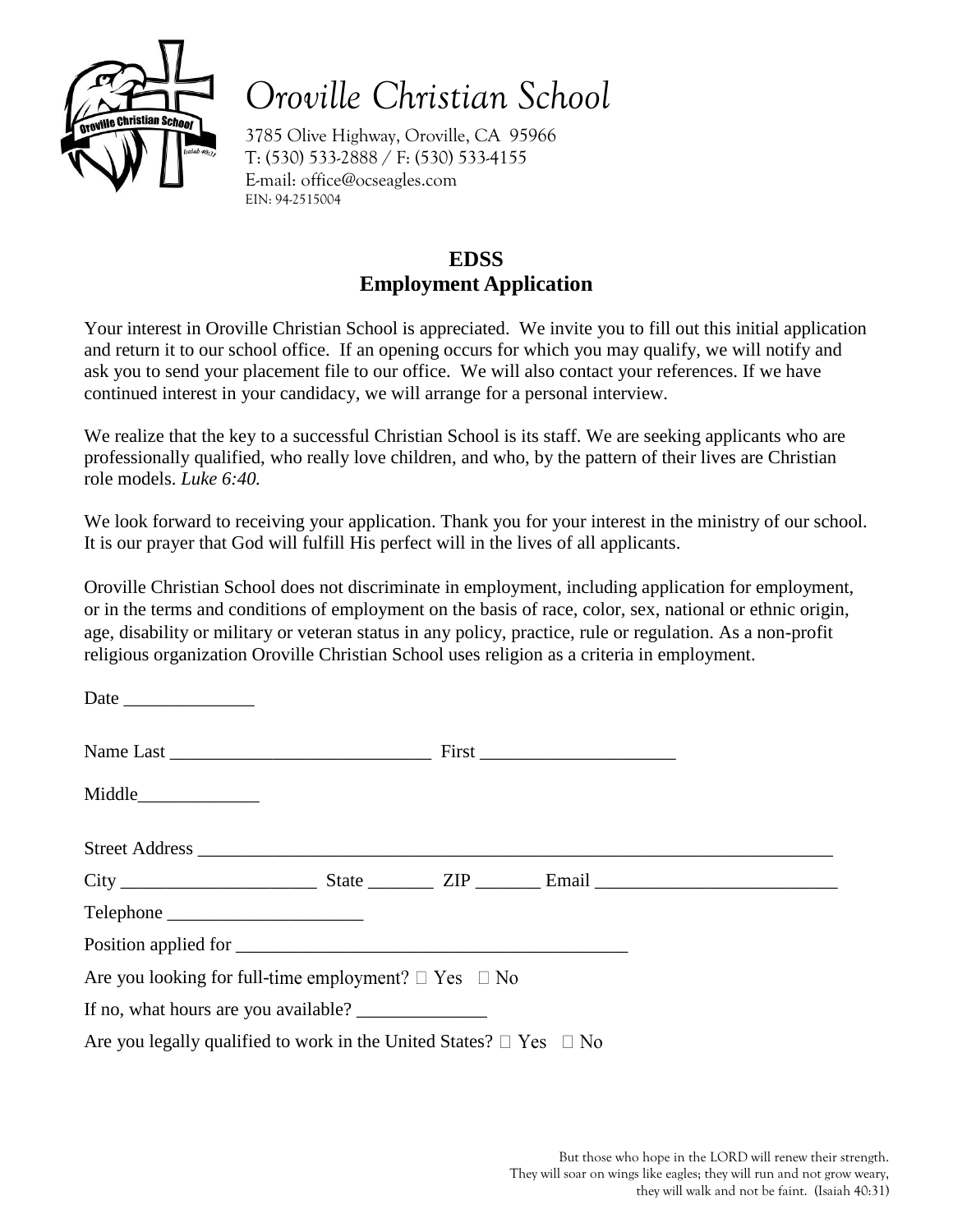# Oroville Christian School

3785 Olive Highway, Oroville, CA 95966
T: (530) 533-2888 / F: (530) 533-4155
E-mail: office@ocseagles.com
EIN: 94-2515004

## EDSS
## Employment Application

Your interest in Oroville Christian School is appreciated. We invite you to fill out this initial application and return it to our school office. If an opening occurs for which you may qualify, we will notify and ask you to send your placement file to our office. We will also contact your references. If we have continued interest in your candidacy, we will arrange for a personal interview.

We realize that the key to a successful Christian School is its staff. We are seeking applicants who are professionally qualified, who really love children, and who, by the pattern of their lives are Christian role models. *Luke 6:40.*

We look forward to receiving your application. Thank you for your interest in the ministry of our school. It is our prayer that God will fulfill His perfect will in the lives of all applicants.

Oroville Christian School does not discriminate in employment, including application for employment, or in the terms and conditions of employment on the basis of race, color, sex, national or ethnic origin, age, disability or military or veteran status in any policy, practice, rule or regulation. As a non-profit religious organization Oroville Christian School uses religion as a criteria in employment.

Date ______________

Name Last ____________________________ First _____________________

Middle_____________

Street Address ______________________________________________________________________

City _____________________ State _______ ZIP _______ Email __________________________

Telephone _____________________

Position applied for __________________________________________

Are you looking for full-time employment? ☐ Yes ☐ No

If no, what hours are you available? ______________

Are you legally qualified to work in the United States? ☐ Yes ☐ No

But those who hope in the LORD will renew their strength.
They will soar on wings like eagles; they will run and not grow weary,
they will walk and not be faint. (Isaiah 40:31)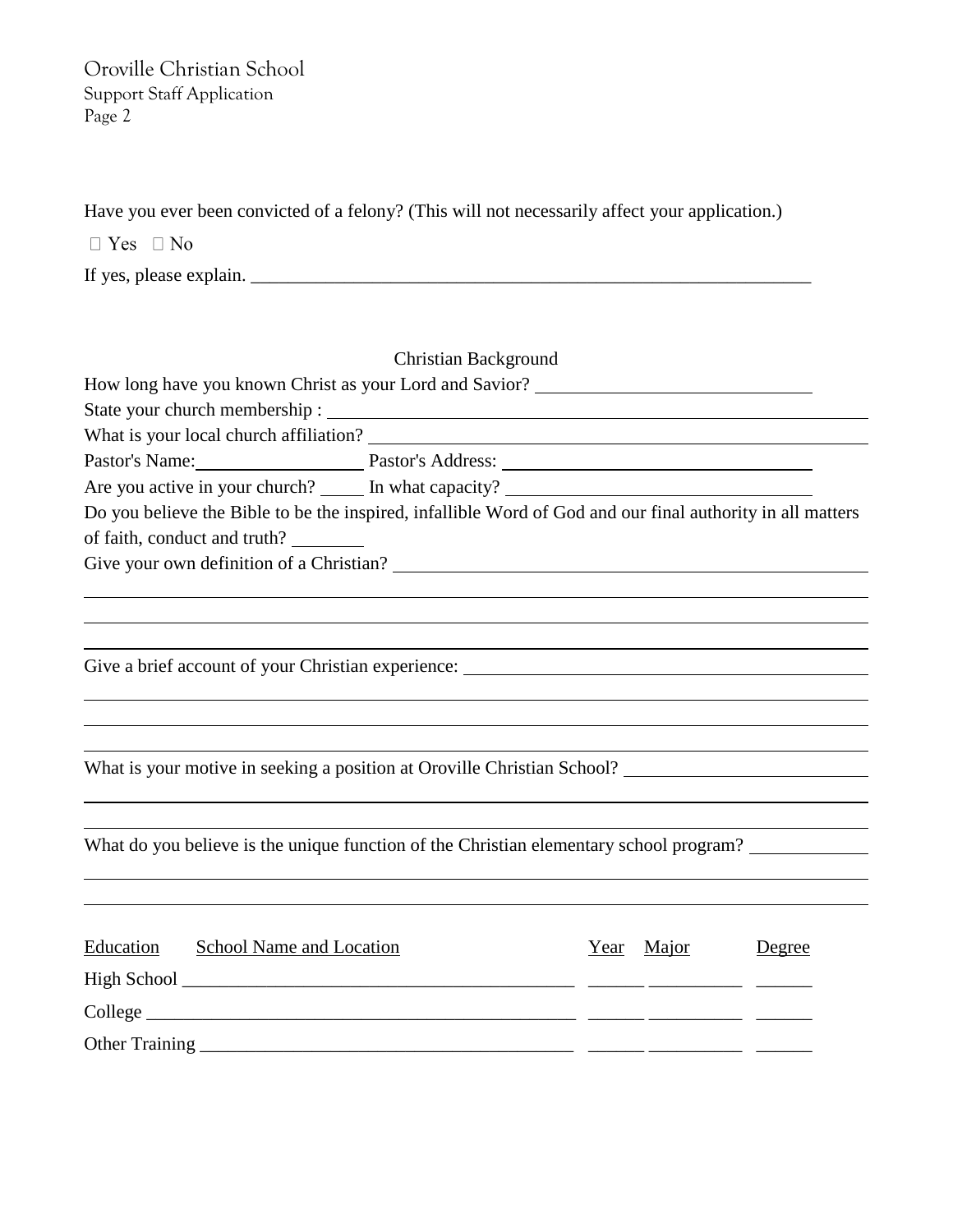Have you ever been convicted of a felony? (This will not necessarily affect your application.)

☐ Yes ☐ No

If yes, please explain. ______________________________________________________________

## Christian Background

How long have you known Christ as your Lord and Savior? ______________________________

State your church membership : ______________________________________________________

What is your local church affiliation? ________________________________________________

Pastor's Name: __________________ Pastor's Address: ________________________________

Are you active in your church? _____ In what capacity? ________________________________

Do you believe the Bible to be the inspired, infallible Word of God and our final authority in all matters of faith, conduct and truth? ________

Give your own definition of a Christian? ______________________________________________

_____________________________________________________________________________

_____________________________________________________________________________

_____________________________________________________________________________

Give a brief account of your Christian experience: ______________________________________

_____________________________________________________________________________

_____________________________________________________________________________

_____________________________________________________________________________

What is your motive in seeking a position at Oroville Christian School? _____________________

_____________________________________________________________________________

_____________________________________________________________________________

What do you believe is the unique function of the Christian elementary school program? ________

_____________________________________________________________________________

_____________________________________________________________________________

| Education | School Name and Location | Year | Major | Degree |
|---|---|---|---|---|
| High School | | | | |
| College | | | | |
| Other Training | | | | |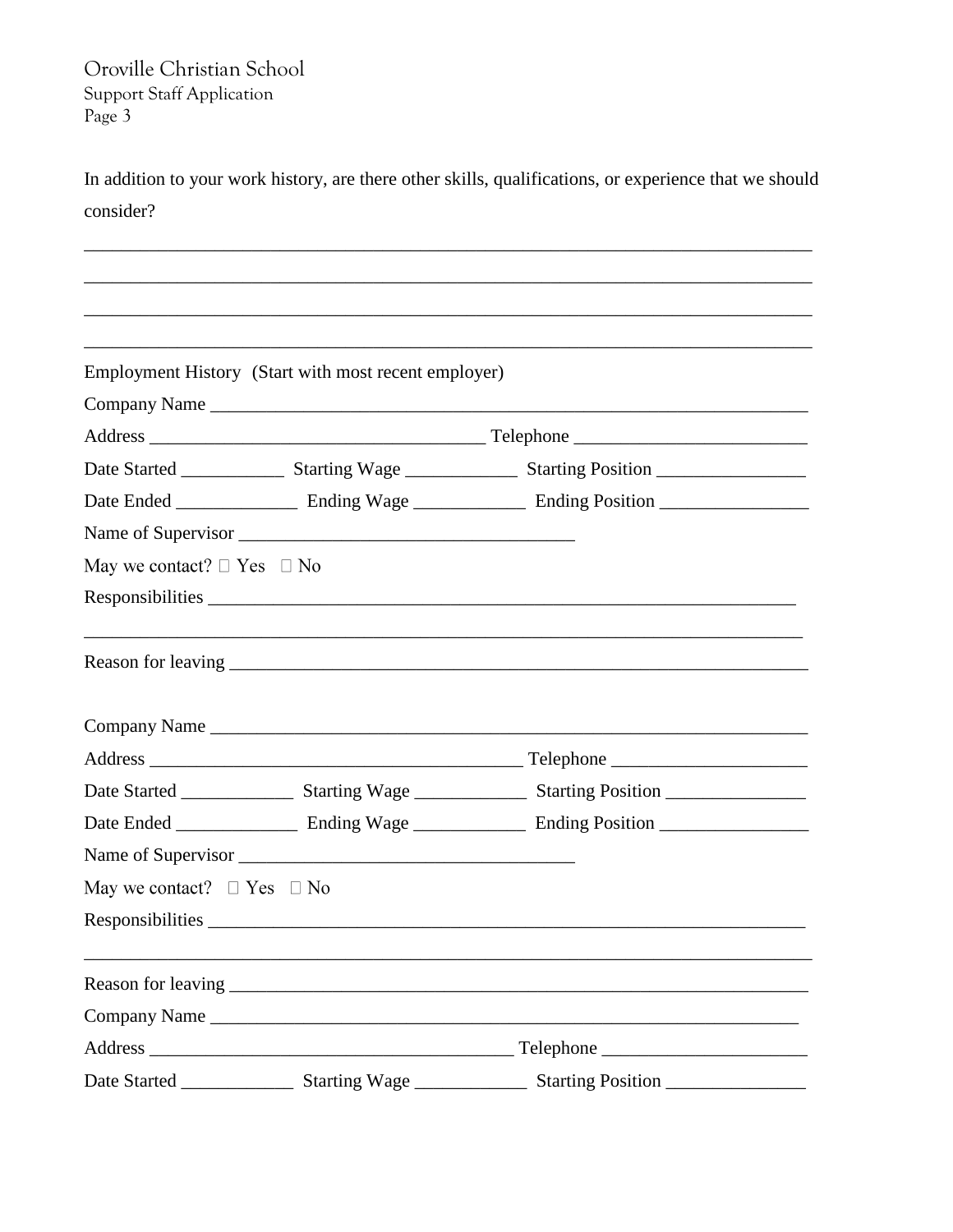In addition to your work history, are there other skills, qualifications, or experience that we should consider?

_______________________________________________________________________________

_______________________________________________________________________________

_______________________________________________________________________________

_______________________________________________________________________________

Employment History (Start with most recent employer)

Company Name ____________________________________________________________

Address ___________________________________ Telephone ________________________

Date Started ___________ Starting Wage ____________ Starting Position ________________

Date Ended _____________ Ending Wage ____________ Ending Position ________________

Name of Supervisor ___________________________________

May we contact? ☐ Yes ☐ No

Responsibilities ________________________________________________________________

_______________________________________________________________________________

Reason for leaving ______________________________________________________________

Company Name ____________________________________________________________

Address _______________________________________ Telephone _____________________

Date Started ____________ Starting Wage ____________ Starting Position _______________

Date Ended _____________ Ending Wage ____________ Ending Position ________________

Name of Supervisor ___________________________________

May we contact? ☐ Yes ☐ No

Responsibilities ________________________________________________________________

_______________________________________________________________________________

Reason for leaving ______________________________________________________________

Company Name ___________________________________________________________

Address _______________________________________ Telephone ______________________

Date Started ____________ Starting Wage ____________ Starting Position _______________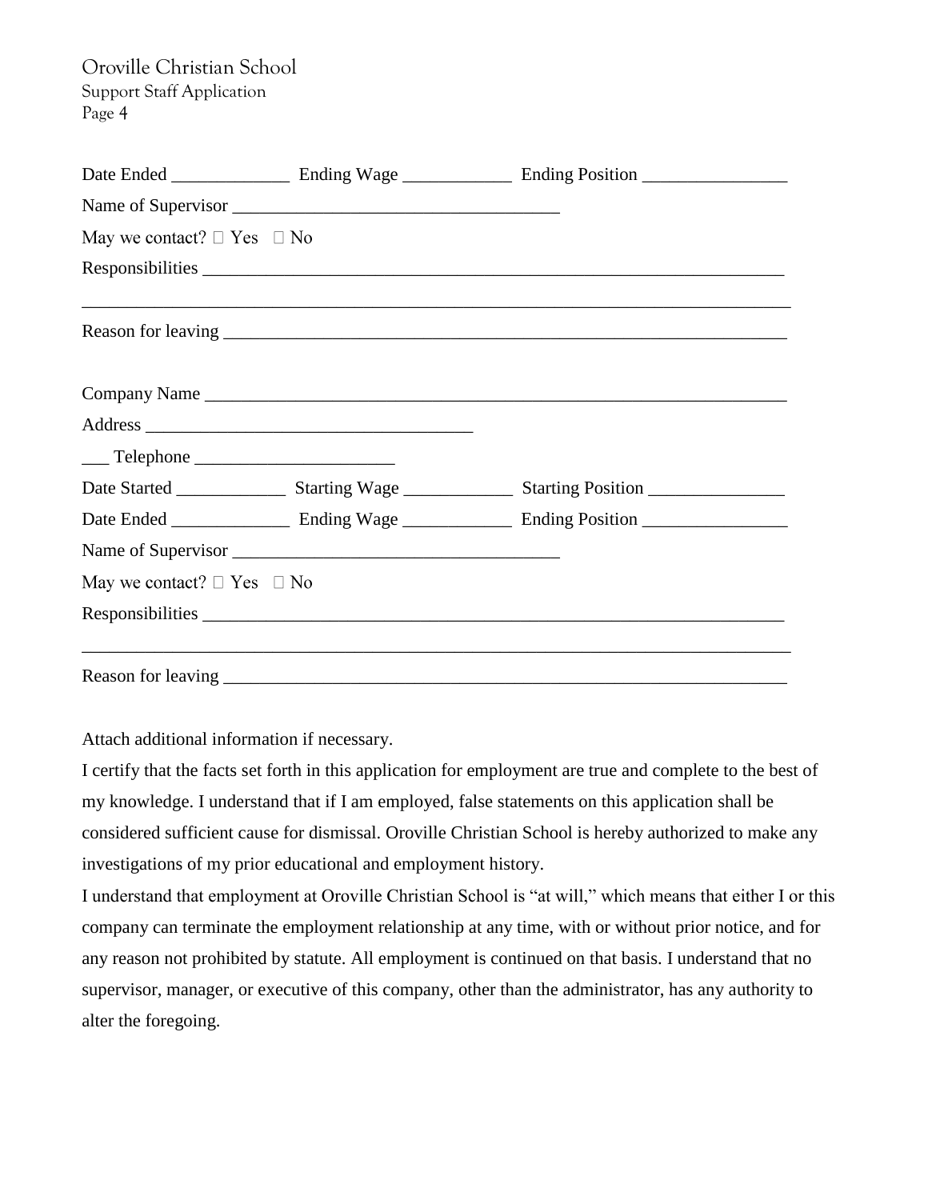Date Ended _____________ Ending Wage ____________ Ending Position ________________

Name of Supervisor ___________________________________

May we contact? ☐ Yes ☐ No

Responsibilities ___________________________________________________________

_____________________________________________________________________________

Reason for leaving _________________________________________________________

Company Name _______________________________________________________________

Address ___________________________________

___ Telephone _____________________

Date Started ____________ Starting Wage ____________ Starting Position _______________

Date Ended _____________ Ending Wage ____________ Ending Position ________________

Name of Supervisor ___________________________________

May we contact? ☐ Yes ☐ No

Responsibilities ___________________________________________________________

_____________________________________________________________________________

Reason for leaving _________________________________________________________

Attach additional information if necessary.

I certify that the facts set forth in this application for employment are true and complete to the best of my knowledge. I understand that if I am employed, false statements on this application shall be considered sufficient cause for dismissal. Oroville Christian School is hereby authorized to make any investigations of my prior educational and employment history.

I understand that employment at Oroville Christian School is "at will," which means that either I or this company can terminate the employment relationship at any time, with or without prior notice, and for any reason not prohibited by statute. All employment is continued on that basis. I understand that no supervisor, manager, or executive of this company, other than the administrator, has any authority to alter the foregoing.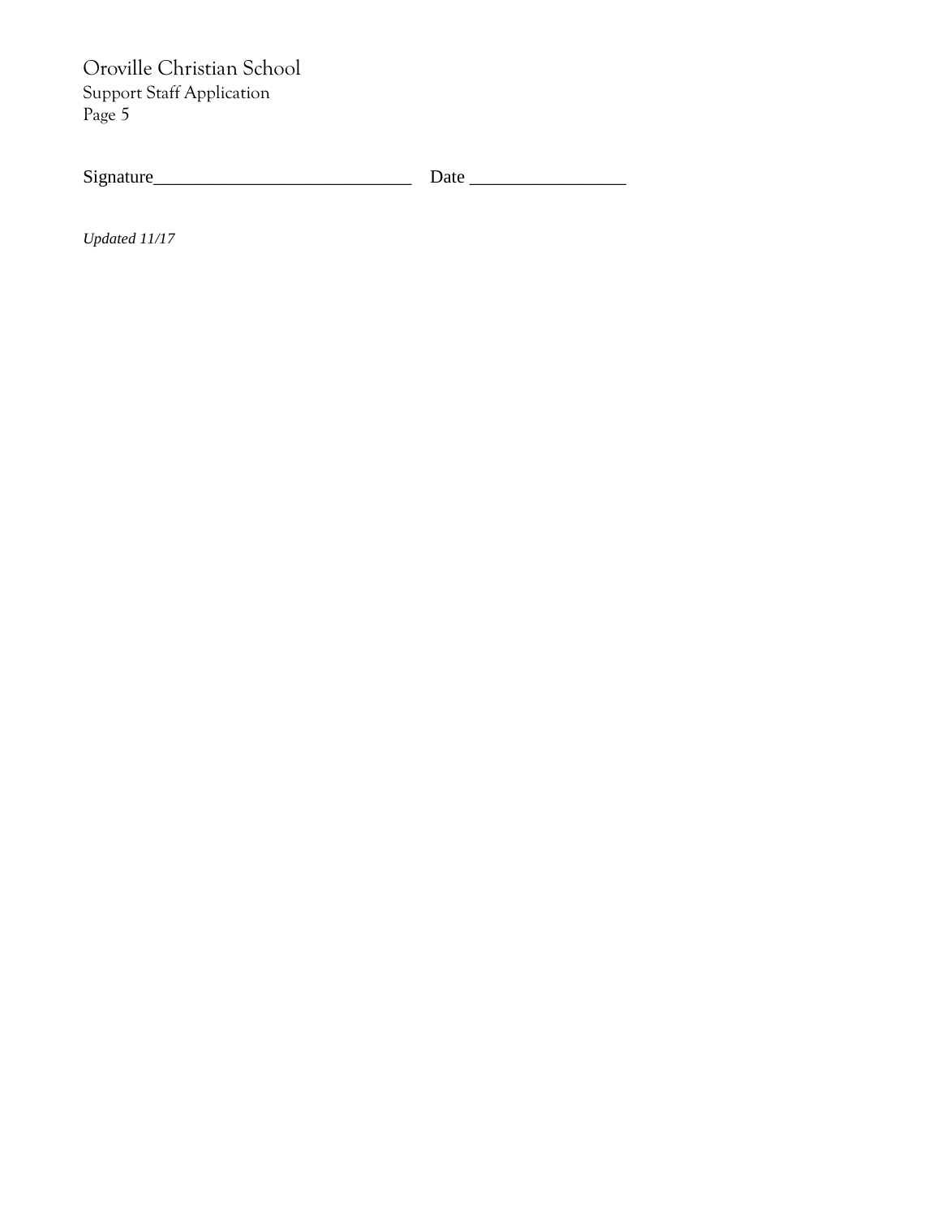Signature_____________________________ Date _________________

*Updated 11/17*